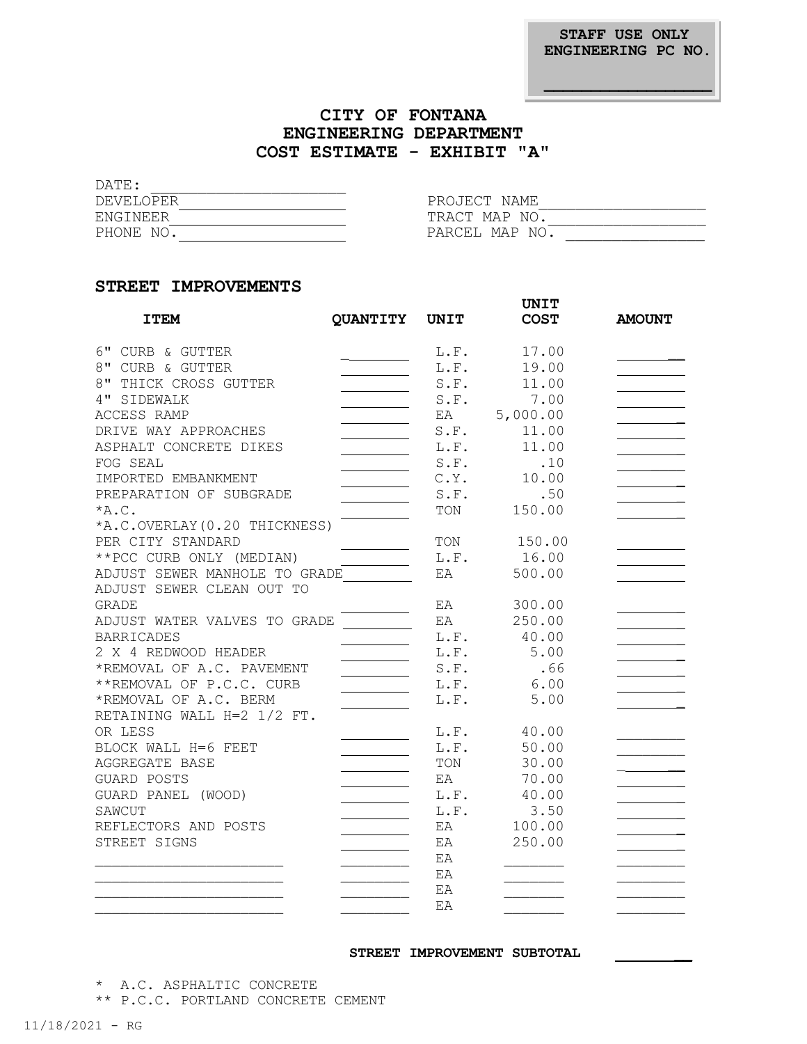STAFF USE ONLY
ENGINEERING PC NO.

_______________

# CITY OF FONTANA
## ENGINEERING DEPARTMENT
## COST ESTIMATE - EXHIBIT "A"

DATE: ______________________

DEVELOPER ___________________

ENGINEER ___________________

PHONE NO. ___________________

PROJECT NAME __________________

TRACT MAP NO. __________________

PARCEL MAP NO. _______________

### STREET IMPROVEMENTS

| ITEM | QUANTITY | UNIT | UNIT COST | AMOUNT |
|---|---|---|---|---|
| 6" CURB & GUTTER | | L.F. | 17.00 | |
| 8" CURB & GUTTER | | L.F. | 19.00 | |
| 8" THICK CROSS GUTTER | | S.F. | 11.00 | |
| 4" SIDEWALK | | S.F. | 7.00 | |
| ACCESS RAMP | | EA | 5,000.00 | |
| DRIVE WAY APPROACHES | | S.F. | 11.00 | |
| ASPHALT CONCRETE DIKES | | L.F. | 11.00 | |
| FOG SEAL | | S.F. | .10 | |
| IMPORTED EMBANKMENT | | C.Y. | 10.00 | |
| PREPARATION OF SUBGRADE | | S.F. | .50 | |
| *A.C. | | TON | 150.00 | |
| *A.C.OVERLAY(0.20 THICKNESS) PER CITY STANDARD | | TON | 150.00 | |
| **PCC CURB ONLY (MEDIAN) | | L.F. | 16.00 | |
| ADJUST SEWER MANHOLE TO GRADE | | EA | 500.00 | |
| ADJUST SEWER CLEAN OUT TO GRADE | | EA | 300.00 | |
| ADJUST WATER VALVES TO GRADE | | EA | 250.00 | |
| BARRICADES | | L.F. | 40.00 | |
| 2 X 4 REDWOOD HEADER | | L.F. | 5.00 | |
| *REMOVAL OF A.C. PAVEMENT | | S.F. | .66 | |
| **REMOVAL OF P.C.C. CURB | | L.F. | 6.00 | |
| *REMOVAL OF A.C. BERM | | L.F. | 5.00 | |
| RETAINING WALL H=2 1/2 FT. OR LESS | | L.F. | 40.00 | |
| BLOCK WALL H=6 FEET | | L.F. | 50.00 | |
| AGGREGATE BASE | | TON | 30.00 | |
| GUARD POSTS | | EA | 70.00 | |
| GUARD PANEL (WOOD) | | L.F. | 40.00 | |
| SAWCUT | | L.F. | 3.50 | |
| REFLECTORS AND POSTS | | EA | 100.00 | |
| STREET SIGNS | | EA | 250.00 | |
| | | EA | | |
| | | EA | | |
| | | EA | | |
| | | EA | | |

**STREET IMPROVEMENT SUBTOTAL** ________

\* A.C. ASPHALTIC CONCRETE

** P.C.C. PORTLAND CONCRETE CEMENT

11/18/2021 - RG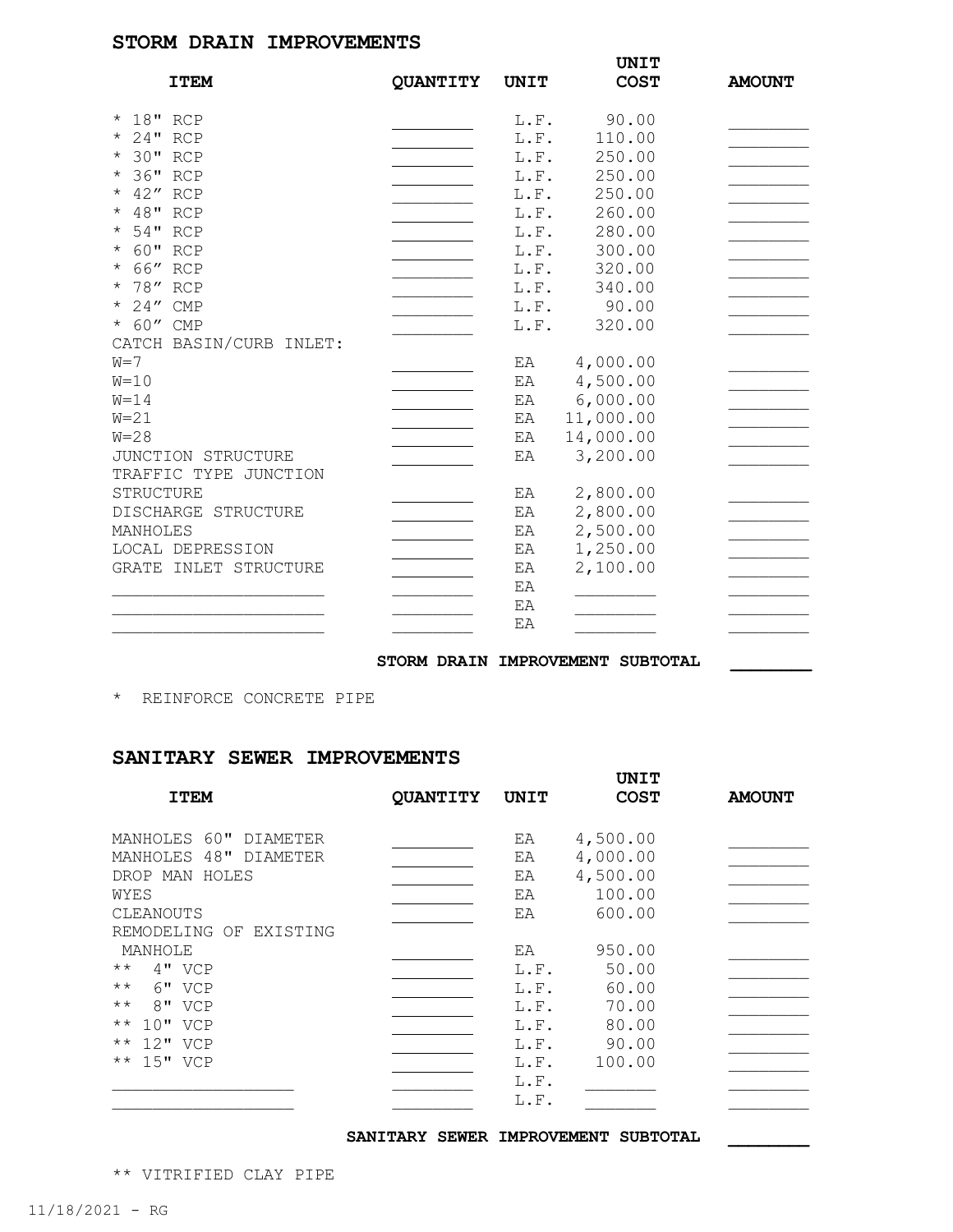## STORM DRAIN IMPROVEMENTS

| ITEM | QUANTITY | UNIT | UNIT COST | AMOUNT |
|---|---|---|---|---|
| * 18" RCP | | L.F. | 90.00 | |
| * 24" RCP | | L.F. | 110.00 | |
| * 30" RCP | | L.F. | 250.00 | |
| * 36" RCP | | L.F. | 250.00 | |
| * 42″ RCP | | L.F. | 250.00 | |
| * 48" RCP | | L.F. | 260.00 | |
| * 54" RCP | | L.F. | 280.00 | |
| * 60" RCP | | L.F. | 300.00 | |
| * 66″ RCP | | L.F. | 320.00 | |
| * 78″ RCP | | L.F. | 340.00 | |
| * 24″ CMP | | L.F. | 90.00 | |
| * 60″ CMP | | L.F. | 320.00 | |
| CATCH BASIN/CURB INLET: | | | | |
| W=7 | | EA | 4,000.00 | |
| W=10 | | EA | 4,500.00 | |
| W=14 | | EA | 6,000.00 | |
| W=21 | | EA | 11,000.00 | |
| W=28 | | EA | 14,000.00 | |
| JUNCTION STRUCTURE | | EA | 3,200.00 | |
| TRAFFIC TYPE JUNCTION STRUCTURE | | EA | 2,800.00 | |
| DISCHARGE STRUCTURE | | EA | 2,800.00 | |
| MANHOLES | | EA | 2,500.00 | |
| LOCAL DEPRESSION | | EA | 1,250.00 | |
| GRATE INLET STRUCTURE | | EA | 2,100.00 | |
| | | EA | | |
| | | EA | | |
| | | EA | | |
| | | | **STORM DRAIN IMPROVEMENT SUBTOTAL** | |

* REINFORCE CONCRETE PIPE

## SANITARY SEWER IMPROVEMENTS

| ITEM | QUANTITY | UNIT | UNIT COST | AMOUNT |
|---|---|---|---|---|
| MANHOLES 60" DIAMETER | | EA | 4,500.00 | |
| MANHOLES 48" DIAMETER | | EA | 4,000.00 | |
| DROP MAN HOLES | | EA | 4,500.00 | |
| WYES | | EA | 100.00 | |
| CLEANOUTS | | EA | 600.00 | |
| REMODELING OF EXISTING MANHOLE | | EA | 950.00 | |
| ** 4" VCP | | L.F. | 50.00 | |
| ** 6" VCP | | L.F. | 60.00 | |
| ** 8" VCP | | L.F. | 70.00 | |
| ** 10" VCP | | L.F. | 80.00 | |
| ** 12" VCP | | L.F. | 90.00 | |
| ** 15" VCP | | L.F. | 100.00 | |
| | | L.F. | | |
| | | L.F. | | |
| | | | **SANITARY SEWER IMPROVEMENT SUBTOTAL** | |

** VITRIFIED CLAY PIPE

11/18/2021 - RG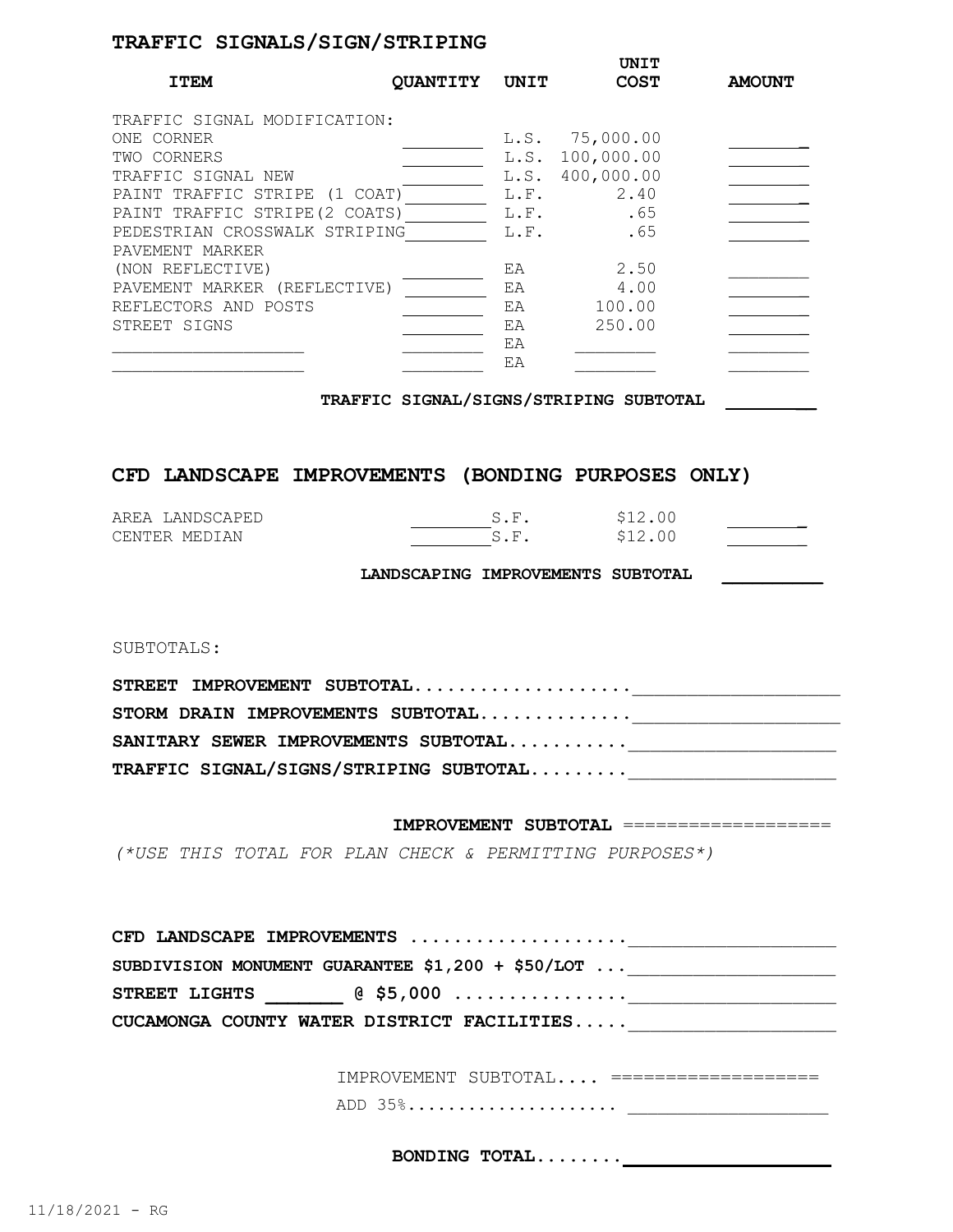## TRAFFIC SIGNALS/SIGN/STRIPING

| ITEM | QUANTITY | UNIT | UNIT COST | AMOUNT |
|---|---|---|---|---|
| TRAFFIC SIGNAL MODIFICATION: | | | | |
| ONE CORNER | | L.S. | 75,000.00 | |
| TWO CORNERS | | L.S. | 100,000.00 | |
| TRAFFIC SIGNAL NEW | | L.S. | 400,000.00 | |
| PAINT TRAFFIC STRIPE (1 COAT) | | L.F. | 2.40 | |
| PAINT TRAFFIC STRIPE(2 COATS) | | L.F. | .65 | |
| PEDESTRIAN CROSSWALK STRIPING | | L.F. | .65 | |
| PAVEMENT MARKER (NON REFLECTIVE) | | EA | 2.50 | |
| PAVEMENT MARKER (REFLECTIVE) | | EA | 4.00 | |
| REFLECTORS AND POSTS | | EA | 100.00 | |
| STREET SIGNS | | EA | 250.00 | |
| | | EA | | |
| | | EA | | |

**TRAFFIC SIGNAL/SIGNS/STRIPING SUBTOTAL** ________

## CFD LANDSCAPE IMPROVEMENTS (BONDING PURPOSES ONLY)

| ITEM | QUANTITY | UNIT | UNIT COST | AMOUNT |
|---|---|---|---|---|
| AREA LANDSCAPED | | S.F. | $12.00 | |
| CENTER MEDIAN | | S.F. | $12.00 | |

**LANDSCAPING IMPROVEMENTS SUBTOTAL** ________

SUBTOTALS:

**STREET IMPROVEMENT SUBTOTAL....................** ________________

**STORM DRAIN IMPROVEMENTS SUBTOTAL..............** ________________

**SANITARY SEWER IMPROVEMENTS SUBTOTAL...........** ________________

**TRAFFIC SIGNAL/SIGNS/STRIPING SUBTOTAL.........** ________________

**IMPROVEMENT SUBTOTAL** ===================

*(\*USE THIS TOTAL FOR PLAN CHECK & PERMITTING PURPOSES\*)*

**CFD LANDSCAPE IMPROVEMENTS ...................** ________________

**SUBDIVISION MONUMENT GUARANTEE $1,200 + $50/LOT ...** ________________

**STREET LIGHTS _______ @ $5,000 ................** ________________

**CUCAMONGA COUNTY WATER DISTRICT FACILITIES.....** ________________

IMPROVEMENT SUBTOTAL.... ===================

ADD 35%.................... ________________

**BONDING TOTAL........** ________________

11/18/2021 - RG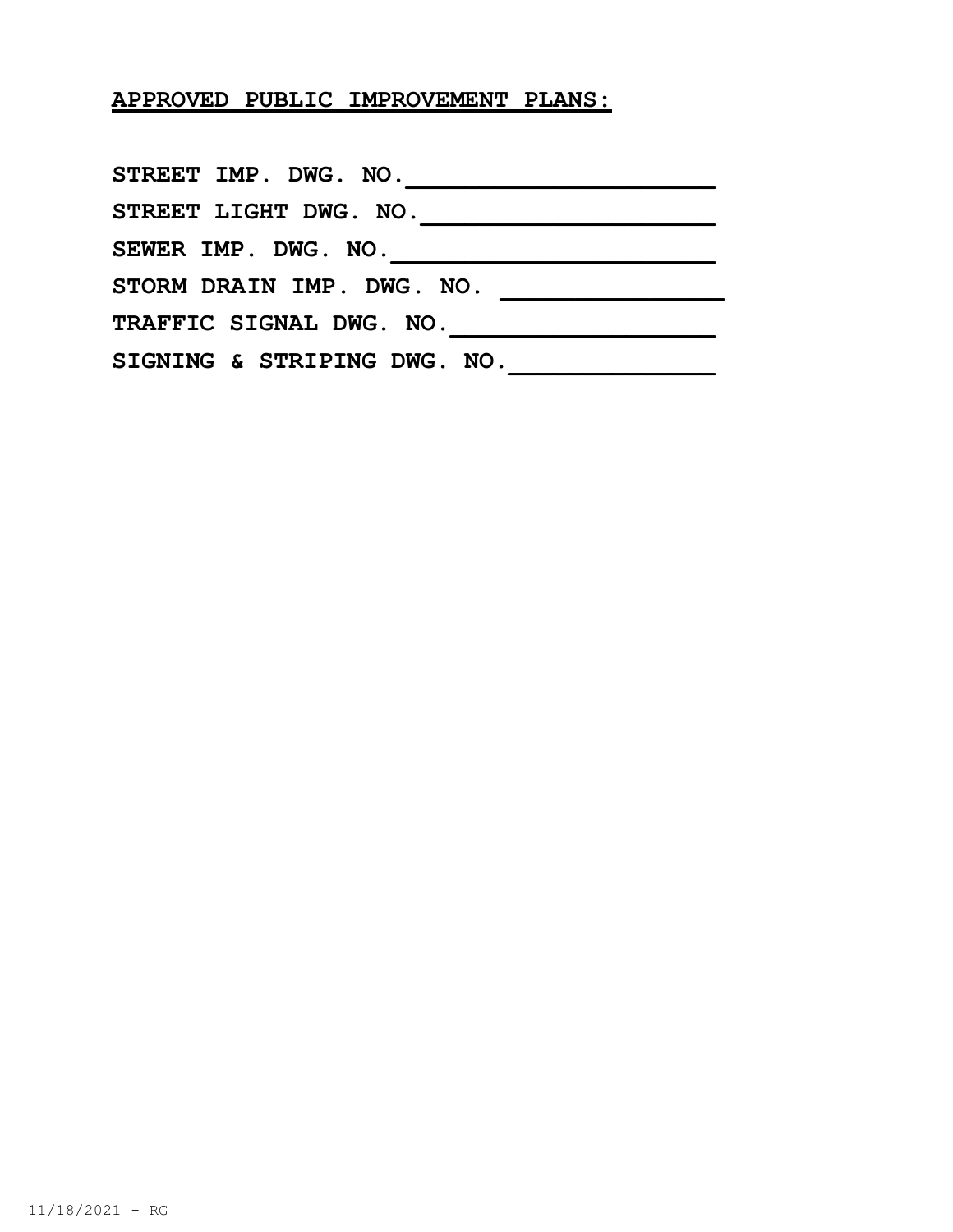**APPROVED PUBLIC IMPROVEMENT PLANS:**

STREET IMP. DWG. NO.____________________

STREET LIGHT DWG. NO.___________________

SEWER IMP. DWG. NO._____________________

STORM DRAIN IMP. DWG. NO. _______________

TRAFFIC SIGNAL DWG. NO._________________

SIGNING & STRIPING DWG. NO._____________

11/18/2021 - RG